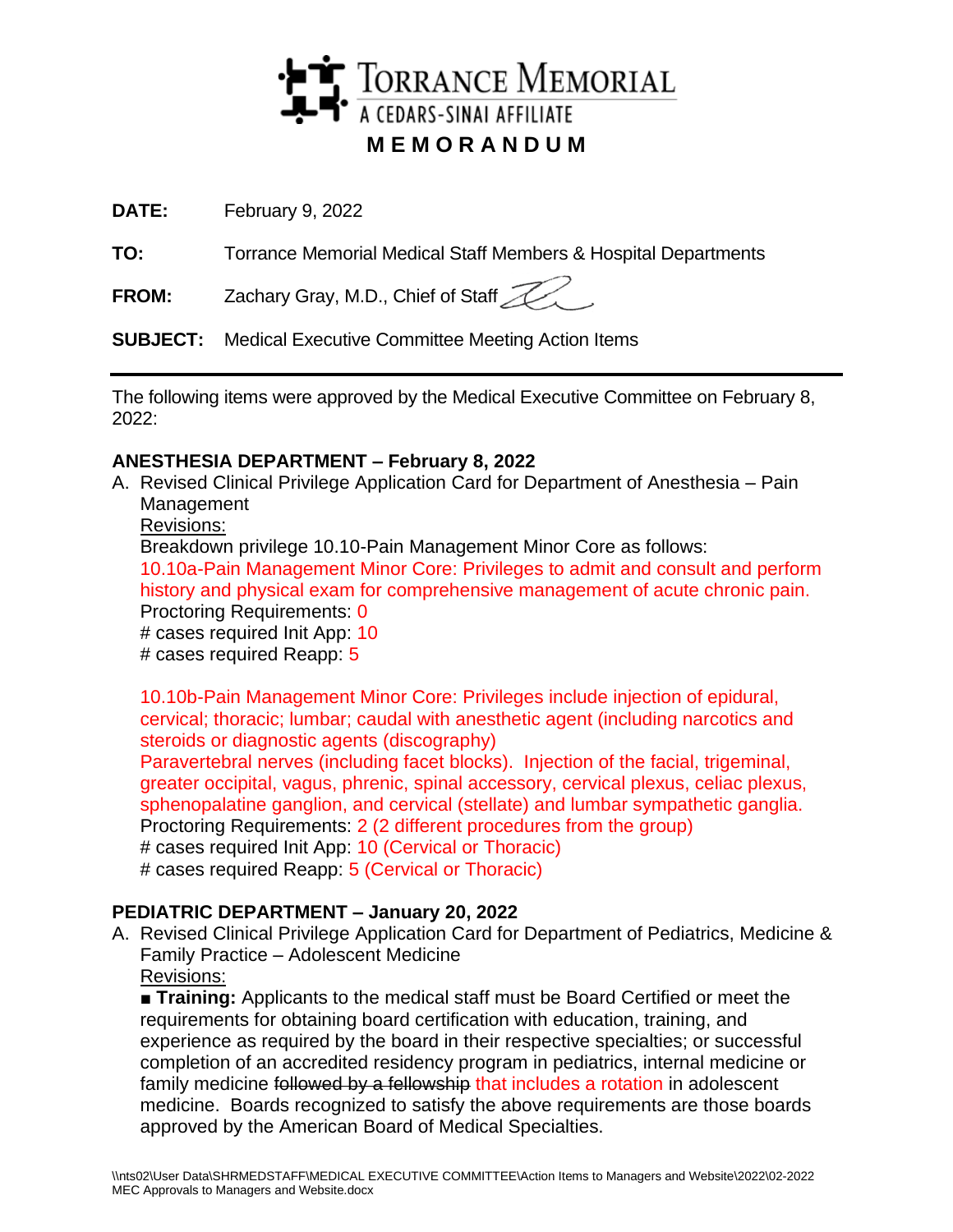# TORRANCE MEMORIAL
A CEDARS-SINAI AFFILIATE

## MEMORANDUM

**DATE:** February 9, 2022

**TO:** Torrance Memorial Medical Staff Members & Hospital Departments

**FROM:** Zachary Gray, M.D., Chief of Staff

**SUBJECT:** Medical Executive Committee Meeting Action Items

---

The following items were approved by the Medical Executive Committee on February 8, 2022:

### ANESTHESIA DEPARTMENT – February 8, 2022

A. Revised Clinical Privilege Application Card for Department of Anesthesia – Pain Management

<u>Revisions:</u>

Breakdown privilege 10.10-Pain Management Minor Core as follows:

10.10a-Pain Management Minor Core: Privileges to admit and consult and perform history and physical exam for comprehensive management of acute chronic pain.

Proctoring Requirements: 0

\# cases required Init App: 10

\# cases required Reapp: 5

10.10b-Pain Management Minor Core: Privileges include injection of epidural, cervical; thoracic; lumbar; caudal with anesthetic agent (including narcotics and steroids or diagnostic agents (discography)

Paravertebral nerves (including facet blocks). Injection of the facial, trigeminal, greater occipital, vagus, phrenic, spinal accessory, cervical plexus, celiac plexus, sphenopalatine ganglion, and cervical (stellate) and lumbar sympathetic ganglia.

Proctoring Requirements: 2 (2 different procedures from the group)

\# cases required Init App: 10 (Cervical or Thoracic)

\# cases required Reapp: 5 (Cervical or Thoracic)

### PEDIATRIC DEPARTMENT – January 20, 2022

A. Revised Clinical Privilege Application Card for Department of Pediatrics, Medicine & Family Practice – Adolescent Medicine

<u>Revisions:</u>

■ **Training:** Applicants to the medical staff must be Board Certified or meet the requirements for obtaining board certification with education, training, and experience as required by the board in their respective specialties; or successful completion of an accredited residency program in pediatrics, internal medicine or family medicine ~~followed by a fellowship~~ that includes a rotation in adolescent medicine. Boards recognized to satisfy the above requirements are those boards approved by the American Board of Medical Specialties.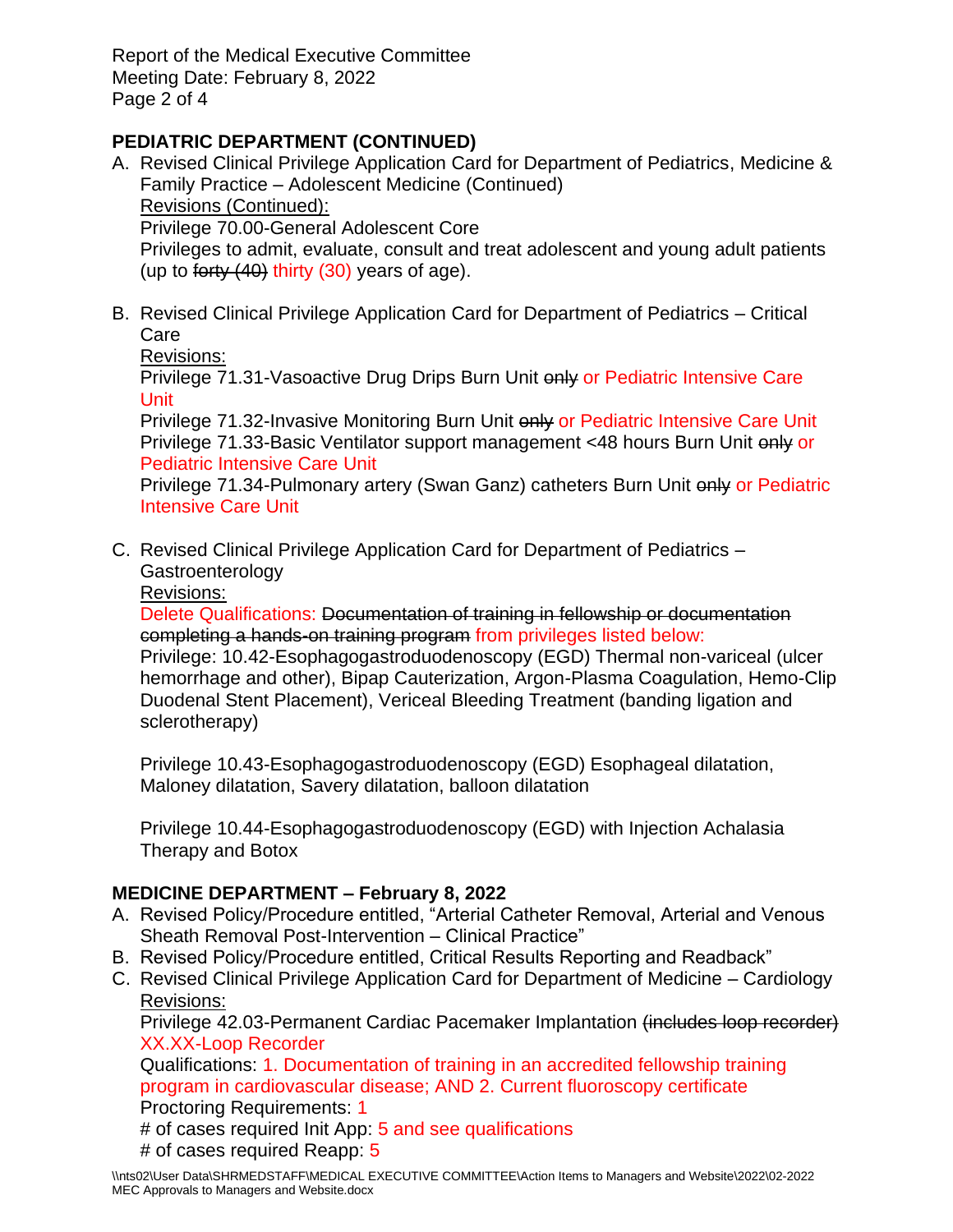## PEDIATRIC DEPARTMENT (CONTINUED)

A. Revised Clinical Privilege Application Card for Department of Pediatrics, Medicine & Family Practice – Adolescent Medicine (Continued)
   Revisions (Continued):
   Privilege 70.00-General Adolescent Core
   Privileges to admit, evaluate, consult and treat adolescent and young adult patients (up to ~~forty (40)~~ thirty (30) years of age).

B. Revised Clinical Privilege Application Card for Department of Pediatrics – Critical Care
   Revisions:
   Privilege 71.31-Vasoactive Drug Drips Burn Unit ~~only~~ or Pediatric Intensive Care Unit
   Privilege 71.32-Invasive Monitoring Burn Unit ~~only~~ or Pediatric Intensive Care Unit
   Privilege 71.33-Basic Ventilator support management <48 hours Burn Unit ~~only~~ or Pediatric Intensive Care Unit
   Privilege 71.34-Pulmonary artery (Swan Ganz) catheters Burn Unit ~~only~~ or Pediatric Intensive Care Unit

C. Revised Clinical Privilege Application Card for Department of Pediatrics – Gastroenterology
   Revisions:
   Delete Qualifications: ~~Documentation of training in fellowship or documentation completing a hands-on training program~~ from privileges listed below:
   Privilege: 10.42-Esophagogastroduodenoscopy (EGD) Thermal non-variceal (ulcer hemorrhage and other), Bipap Cauterization, Argon-Plasma Coagulation, Hemo-Clip Duodenal Stent Placement), Vericeal Bleeding Treatment (banding ligation and sclerotherapy)

   Privilege 10.43-Esophagogastroduodenoscopy (EGD) Esophageal dilatation, Maloney dilatation, Savery dilatation, balloon dilatation

   Privilege 10.44-Esophagogastroduodenoscopy (EGD) with Injection Achalasia Therapy and Botox

## MEDICINE DEPARTMENT – February 8, 2022

A. Revised Policy/Procedure entitled, "Arterial Catheter Removal, Arterial and Venous Sheath Removal Post-Intervention – Clinical Practice"
B. Revised Policy/Procedure entitled, Critical Results Reporting and Readback"
C. Revised Clinical Privilege Application Card for Department of Medicine – Cardiology
   Revisions:
   Privilege 42.03-Permanent Cardiac Pacemaker Implantation ~~(includes loop recorder)~~
   XX.XX-Loop Recorder
   Qualifications: 1. Documentation of training in an accredited fellowship training program in cardiovascular disease; AND 2. Current fluoroscopy certificate
   Proctoring Requirements: 1
   # of cases required Init App: 5 and see qualifications
   # of cases required Reapp: 5

\\nts02\User Data\SHRMEDSTAFF\MEDICAL EXECUTIVE COMMITTEE\Action Items to Managers and Website\2022\02-2022 MEC Approvals to Managers and Website.docx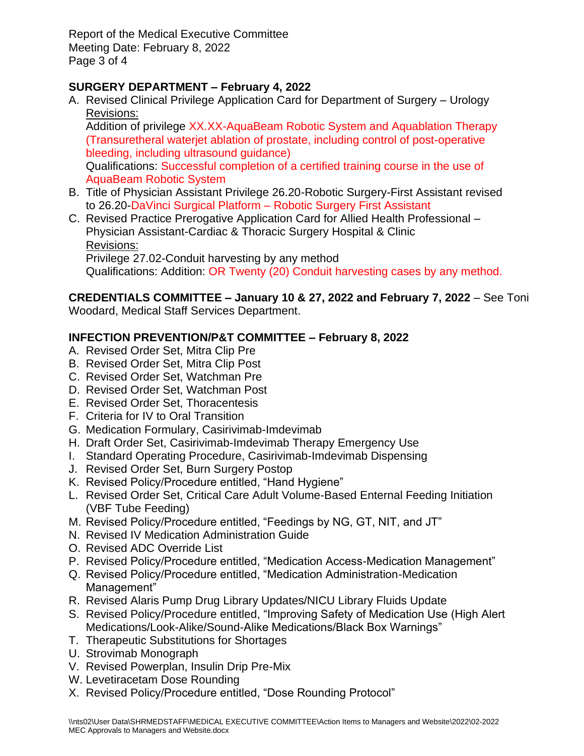**SURGERY DEPARTMENT – February 4, 2022**

A. Revised Clinical Privilege Application Card for Department of Surgery – Urology
   Revisions:
   Addition of privilege XX.XX-AquaBeam Robotic System and Aquablation Therapy (Transuretheral waterjet ablation of prostate, including control of post-operative bleeding, including ultrasound guidance)
   Qualifications: Successful completion of a certified training course in the use of AquaBeam Robotic System

B. Title of Physician Assistant Privilege 26.20-Robotic Surgery-First Assistant revised to 26.20-DaVinci Surgical Platform – Robotic Surgery First Assistant

C. Revised Practice Prerogative Application Card for Allied Health Professional – Physician Assistant-Cardiac & Thoracic Surgery Hospital & Clinic
   Revisions:
   Privilege 27.02-Conduit harvesting by any method
   Qualifications: Addition: OR Twenty (20) Conduit harvesting cases by any method.

**CREDENTIALS COMMITTEE – January 10 & 27, 2022 and February 7, 2022** – See Toni Woodard, Medical Staff Services Department.

**INFECTION PREVENTION/P&T COMMITTEE – February 8, 2022**

A. Revised Order Set, Mitra Clip Pre
B. Revised Order Set, Mitra Clip Post
C. Revised Order Set, Watchman Pre
D. Revised Order Set, Watchman Post
E. Revised Order Set, Thoracentesis
F. Criteria for IV to Oral Transition
G. Medication Formulary, Casirivimab-Imdevimab
H. Draft Order Set, Casirivimab-Imdevimab Therapy Emergency Use
I. Standard Operating Procedure, Casirivimab-Imdevimab Dispensing
J. Revised Order Set, Burn Surgery Postop
K. Revised Policy/Procedure entitled, "Hand Hygiene"
L. Revised Order Set, Critical Care Adult Volume-Based Enternal Feeding Initiation (VBF Tube Feeding)
M. Revised Policy/Procedure entitled, "Feedings by NG, GT, NIT, and JT"
N. Revised IV Medication Administration Guide
O. Revised ADC Override List
P. Revised Policy/Procedure entitled, "Medication Access-Medication Management"
Q. Revised Policy/Procedure entitled, "Medication Administration-Medication Management"
R. Revised Alaris Pump Drug Library Updates/NICU Library Fluids Update
S. Revised Policy/Procedure entitled, "Improving Safety of Medication Use (High Alert Medications/Look-Alike/Sound-Alike Medications/Black Box Warnings"
T. Therapeutic Substitutions for Shortages
U. Strovimab Monograph
V. Revised Powerplan, Insulin Drip Pre-Mix
W. Levetiracetam Dose Rounding
X. Revised Policy/Procedure entitled, "Dose Rounding Protocol"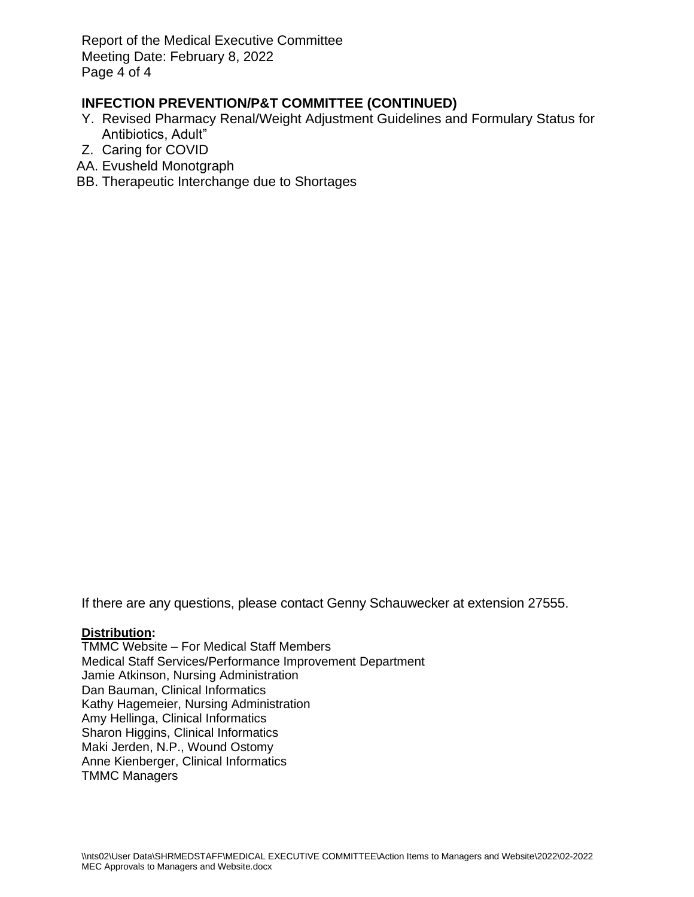### INFECTION PREVENTION/P&T COMMITTEE (CONTINUED)

Y. Revised Pharmacy Renal/Weight Adjustment Guidelines and Formulary Status for Antibiotics, Adult"
Z. Caring for COVID
AA. Evusheld Monotgraph
BB. Therapeutic Interchange due to Shortages

If there are any questions, please contact Genny Schauwecker at extension 27555.

**Distribution:**

TMMC Website – For Medical Staff Members
Medical Staff Services/Performance Improvement Department
Jamie Atkinson, Nursing Administration
Dan Bauman, Clinical Informatics
Kathy Hagemeier, Nursing Administration
Amy Hellinga, Clinical Informatics
Sharon Higgins, Clinical Informatics
Maki Jerden, N.P., Wound Ostomy
Anne Kienberger, Clinical Informatics
TMMC Managers

\\nts02\User Data\SHRMEDSTAFF\MEDICAL EXECUTIVE COMMITTEE\Action Items to Managers and Website\2022\02-2022 MEC Approvals to Managers and Website.docx